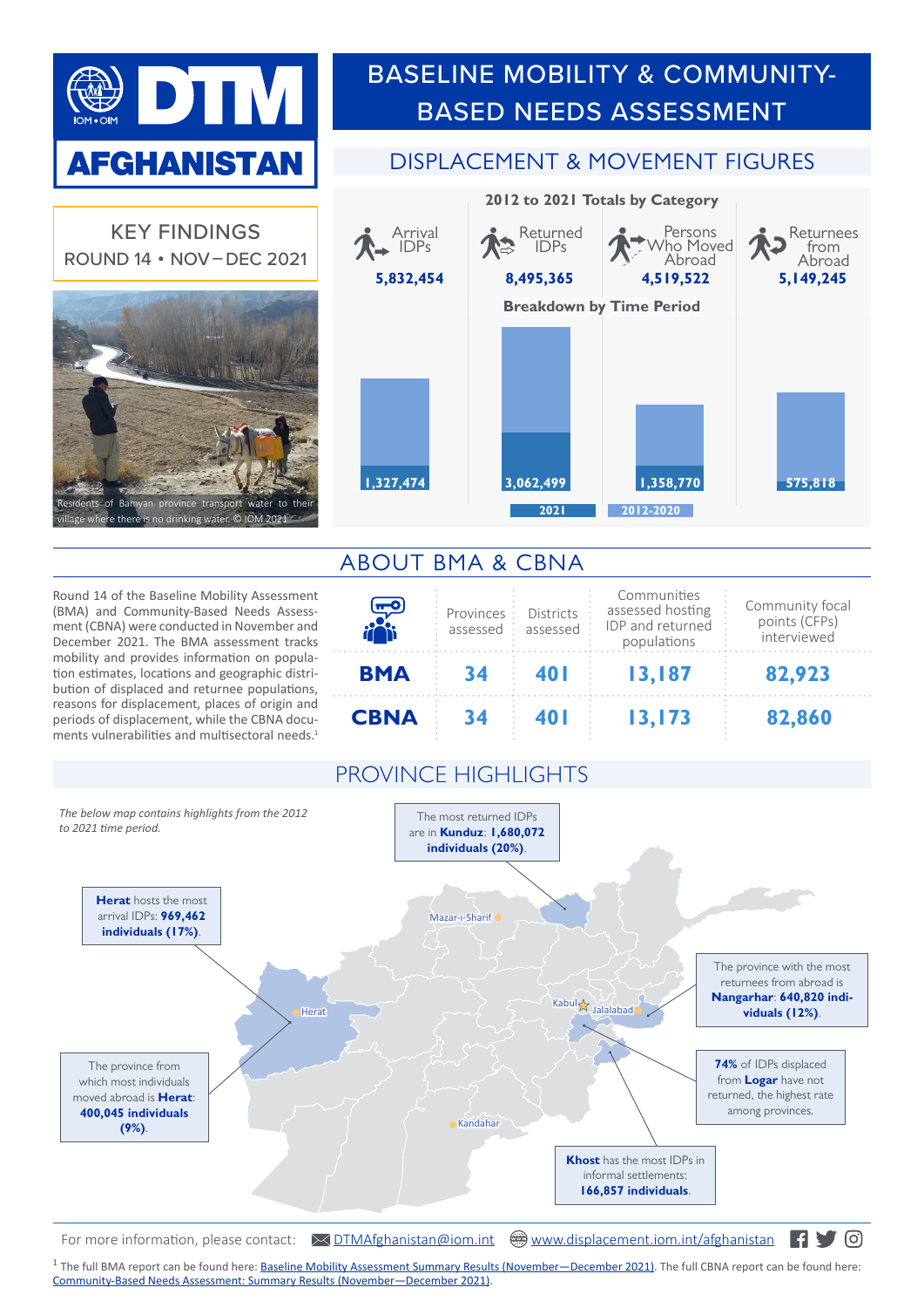# DTM AFGHANISTAN

# BASELINE MOBILITY & COMMUNITY-BASED NEEDS ASSESSMENT

## KEY FINDINGS
ROUND 14 • NOV – DEC 2021

Residents of Bamyan province transport water to their village where there is no drinking water. © IOM 2021

## DISPLACEMENT & MOVEMENT FIGURES

**2012 to 2021 Totals by Category**

| Arrival IDPs | Returned IDPs | Persons Who Moved Abroad | Returnees from Abroad |
|---|---|---|---|
| 5,832,454 | 8,495,365 | 4,519,522 | 5,149,245 |

**Breakdown by Time Period**

| Period | Arrival IDPs | Returned IDPs | Persons Who Moved Abroad | Returnees from Abroad |
|---|---|---|---|---|
| 2021 | 1,327,474 | 3,062,499 | 1,358,770 | 575,818 |

Legend: 2021 / 2012-2020

## ABOUT BMA & CBNA

Round 14 of the Baseline Mobility Assessment (BMA) and Community-Based Needs Assessment (CBNA) were conducted in November and December 2021. The BMA assessment tracks mobility and provides information on population estimates, locations and geographic distribution of displaced and returnee populations, reasons for displacement, places of origin and periods of displacement, while the CBNA documents vulnerabilities and multisectoral needs.[1]

| | Provinces assessed | Districts assessed | Communities assessed hosting IDP and returned populations | Community focal points (CFPs) interviewed |
|---|---|---|---|---|
| **BMA** | 34 | 401 | 13,187 | 82,923 |
| **CBNA** | 34 | 401 | 13,173 | 82,860 |

## PROVINCE HIGHLIGHTS

*The below map contains highlights from the 2012 to 2021 time period.*

- The most returned IDPs are in **Kunduz**: **1,680,072 individuals (20%)**.
- **Herat** hosts the most arrival IDPs: **969,462 individuals (17%)**.
- The province with the most returnees from abroad is **Nangarhar**: **640,820 individuals (12%)**.
- The province from which most individuals moved abroad is **Herat**: **400,045 individuals (9%)**.
- **74%** of IDPs displaced from **Logar** have not returned, the highest rate among provinces.
- **Khost** has the most IDPs in informal settlements: **166,857 individuals**.

For more information, please contact: DTMAfghanistan@iom.int www.displacement.iom.int/afghanistan

[1] The full BMA report can be found here: Baseline Mobility Assessment Summary Results (November—December 2021). The full CBNA report can be found here: Community-Based Needs Assessment: Summary Results (November—December 2021).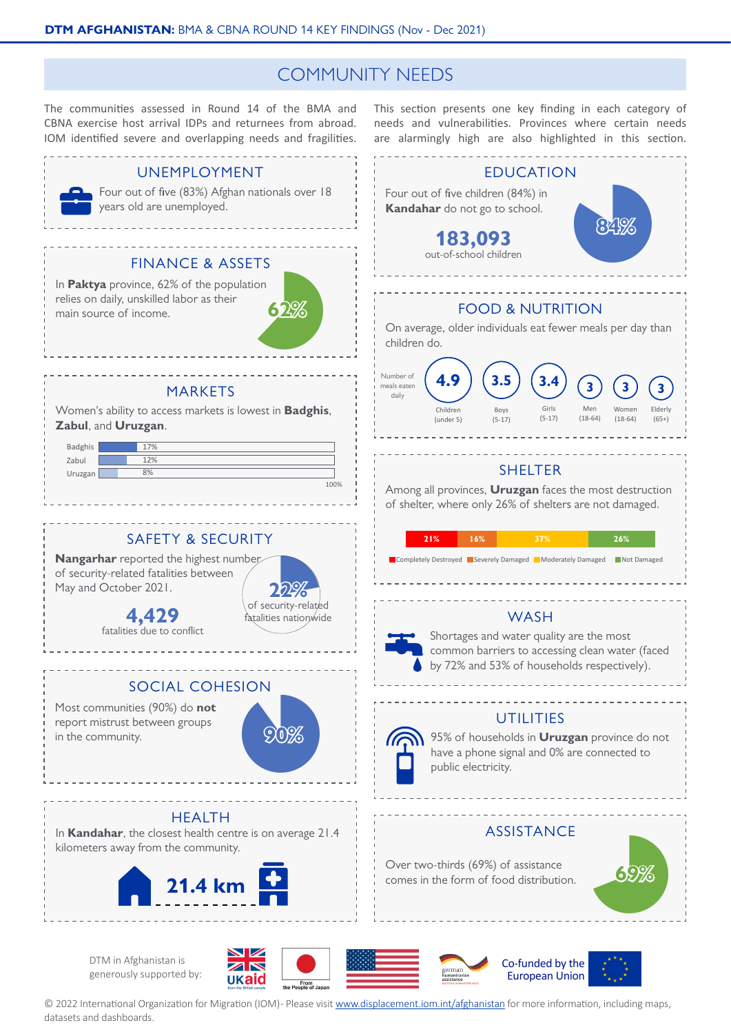# COMMUNITY NEEDS

The communities assessed in Round 14 of the BMA and CBNA exercise host arrival IDPs and returnees from abroad. IOM identified severe and overlapping needs and fragilities. This section presents one key finding in each category of needs and vulnerabilities. Provinces where certain needs are alarmingly high are also highlighted in this section.

## UNEMPLOYMENT

Four out of five (83%) Afghan nationals over 18 years old are unemployed.

## FINANCE & ASSETS

In **Paktya** province, 62% of the population relies on daily, unskilled labor as their main source of income.

62%

## MARKETS

Women's ability to access markets is lowest in **Badghis**, **Zabul**, and **Uruzgan**.

Badghis 17%
Zabul 12%
Uruzgan 8%
100%

## SAFETY & SECURITY

**Nangarhar** reported the highest number of security-related fatalities between May and October 2021.

**4,429**
fatalities due to conflict

22%
of security-related fatalities nationwide

## SOCIAL COHESION

Most communities (90%) do **not** report mistrust between groups in the community.

90%

## HEALTH

In **Kandahar**, the closest health centre is on average 21.4 kilometers away from the community.

**21.4 km**

## EDUCATION

Four out of five children (84%) in **Kandahar** do not go to school.

**183,093**
out-of-school children

84%

## FOOD & NUTRITION

On average, older individuals eat fewer meals per day than children do.

Number of meals eaten daily

4.9 Children (under 5)
3.5 Boys (5-17)
3.4 Girls (5-17)
3 Men (18-64)
3 Women (18-64)
3 Elderly (65+)

## SHELTER

Among all provinces, **Uruzgan** faces the most destruction of shelter, where only 26% of shelters are not damaged.

21% Completely Destroyed
16% Severely Damaged
37% Moderately Damaged
26% Not Damaged

## WASH

Shortages and water quality are the most common barriers to accessing clean water (faced by 72% and 53% of households respectively).

## UTILITIES

95% of households in **Uruzgan** province do not have a phone signal and 0% are connected to public electricity.

## ASSISTANCE

Over two-thirds (69%) of assistance comes in the form of food distribution.

69%

DTM in Afghanistan is generously supported by: UKaid from the British people; From the People of Japan; German humanitarian assistance; Co-funded by the European Union

© 2022 International Organization for Migration (IOM)- Please visit www.displacement.iom.int/afghanistan for more information, including maps, datasets and dashboards.